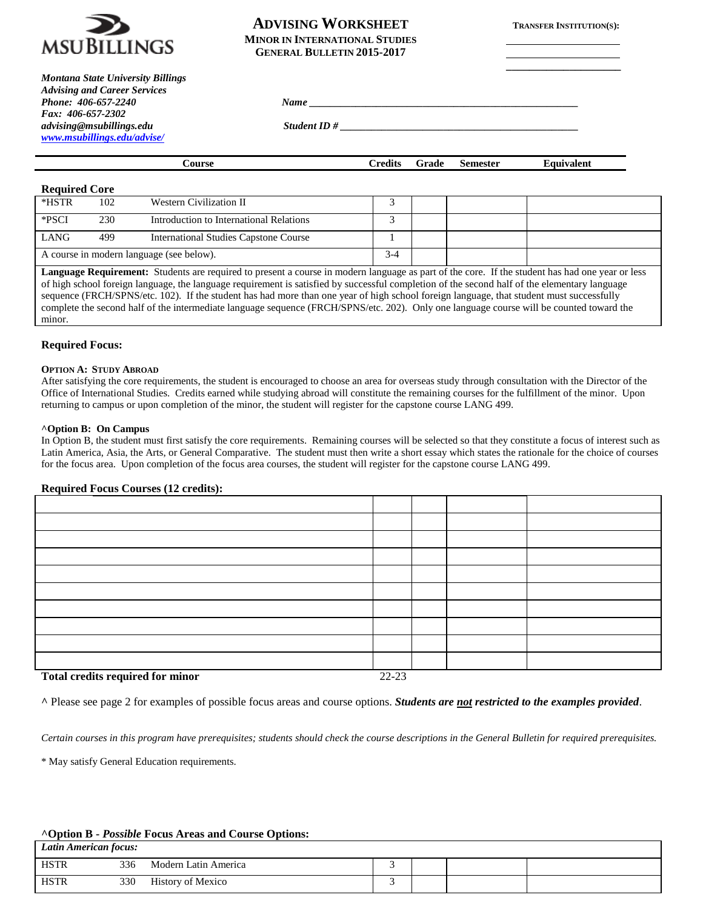MSU BILLINGS

# ADVISING WORKSHEET

**MINOR IN INTERNATIONAL STUDIES**
**GENERAL BULLETIN 2015-2017**

**TRANSFER INSTITUTION(S):** ____________________

*Montana State University Billings*
*Advising and Career Services*
*Phone: 406-657-2240*
*Fax: 406-657-2302*
*advising@msubillings.edu*
*www.msubillings.edu/advise/*

*Name* ____________________________________________

*Student ID #* ______________________________________

| Course | | | Credits | Grade | Semester | Equivalent |
|---|---|---|---|---|---|---|
| **Required Core** | | | | | | |
| *HSTR | 102 | Western Civilization II | 3 | | | |
| *PSCI | 230 | Introduction to International Relations | 3 | | | |
| LANG | 499 | International Studies Capstone Course | 1 | | | |
| A course in modern language (see below). | | | 3-4 | | | |

**Language Requirement:** Students are required to present a course in modern language as part of the core. If the student has had one year or less of high school foreign language, the language requirement is satisfied by successful completion of the second half of the elementary language sequence (FRCH/SPNS/etc. 102). If the student has had more than one year of high school foreign language, that student must successfully complete the second half of the intermediate language sequence (FRCH/SPNS/etc. 202). Only one language course will be counted toward the minor.

### Required Focus:

**OPTION A: STUDY ABROAD**

After satisfying the core requirements, the student is encouraged to choose an area for overseas study through consultation with the Director of the Office of International Studies. Credits earned while studying abroad will constitute the remaining courses for the fulfillment of the minor. Upon returning to campus or upon completion of the minor, the student will register for the capstone course LANG 499.

**^Option B: On Campus**

In Option B, the student must first satisfy the core requirements. Remaining courses will be selected so that they constitute a focus of interest such as Latin America, Asia, the Arts, or General Comparative. The student must then write a short essay which states the rationale for the choice of courses for the focus area. Upon completion of the focus area courses, the student will register for the capstone course LANG 499.

**Required Focus Courses (12 credits):**

| Course | Credits | Grade | Semester | Equivalent |
|---|---|---|---|---|
| | | | | |
| | | | | |
| | | | | |
| | | | | |
| | | | | |
| | | | | |
| | | | | |
| | | | | |
| | | | | |
| | | | | |
| **Total credits required for minor** | 22-23 | | | |

^ Please see page 2 for examples of possible focus areas and course options. ***Students are not restricted to the examples provided***.

*Certain courses in this program have prerequisites; students should check the course descriptions in the General Bulletin for required prerequisites.*

\* May satisfy General Education requirements.

**^Option B - *Possible* Focus Areas and Course Options:**

| *Latin American focus:* | | | | | | |
|---|---|---|---|---|---|---|
| HSTR | 336 | Modern Latin America | 3 | | | |
| HSTR | 330 | History of Mexico | 3 | | | |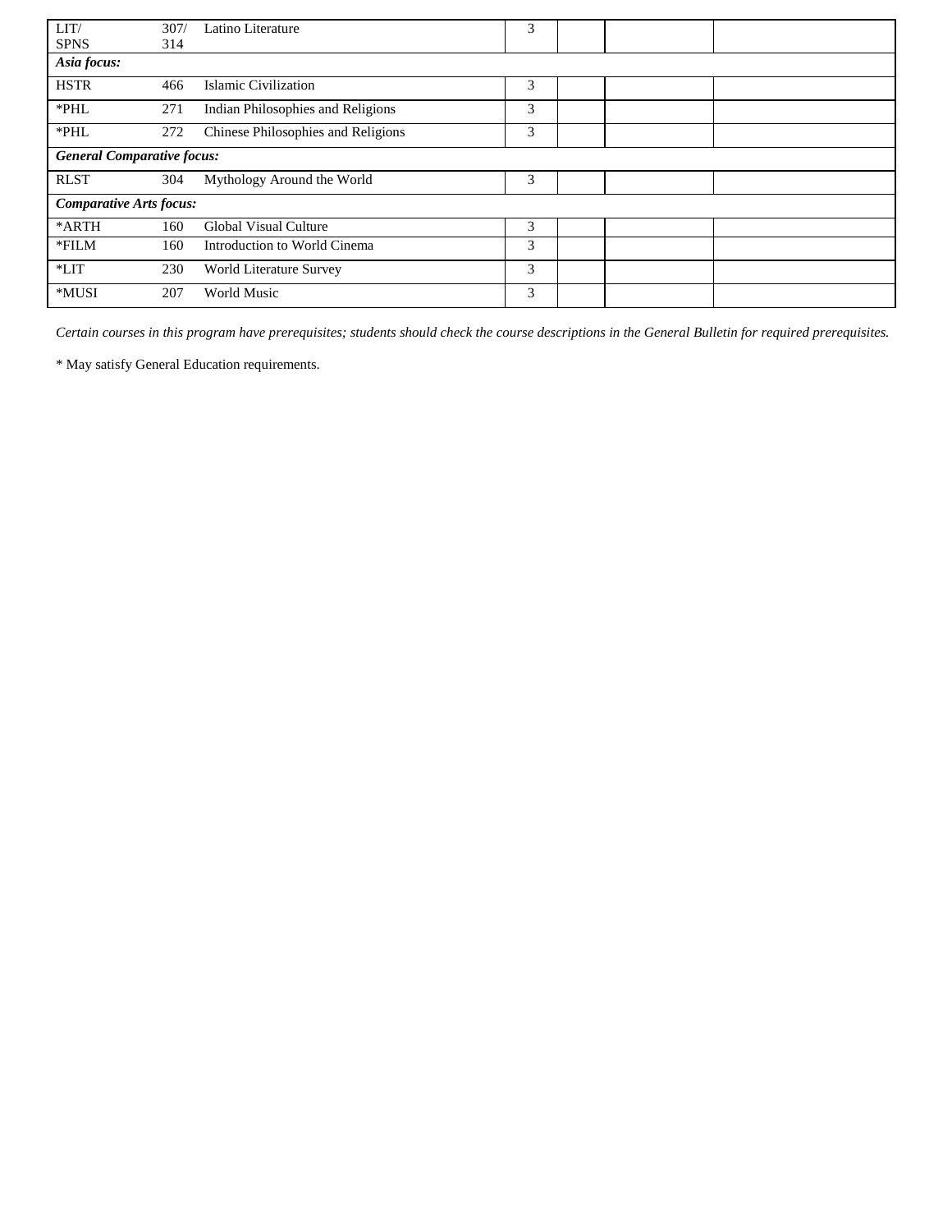| | | | | | | |
|---|---|---|---|---|---|---|
| LIT/ SPNS | 307/ 314 | Latino Literature | 3 | | | |
| ***Asia focus:*** | | | | | | |
| HSTR | 466 | Islamic Civilization | 3 | | | |
| *PHL | 271 | Indian Philosophies and Religions | 3 | | | |
| *PHL | 272 | Chinese Philosophies and Religions | 3 | | | |
| ***General Comparative focus:*** | | | | | | |
| RLST | 304 | Mythology Around the World | 3 | | | |
| ***Comparative Arts focus:*** | | | | | | |
| *ARTH | 160 | Global Visual Culture | 3 | | | |
| *FILM | 160 | Introduction to World Cinema | 3 | | | |
| *LIT | 230 | World Literature Survey | 3 | | | |
| *MUSI | 207 | World Music | 3 | | | |

*Certain courses in this program have prerequisites; students should check the course descriptions in the General Bulletin for required prerequisites.*

* May satisfy General Education requirements.